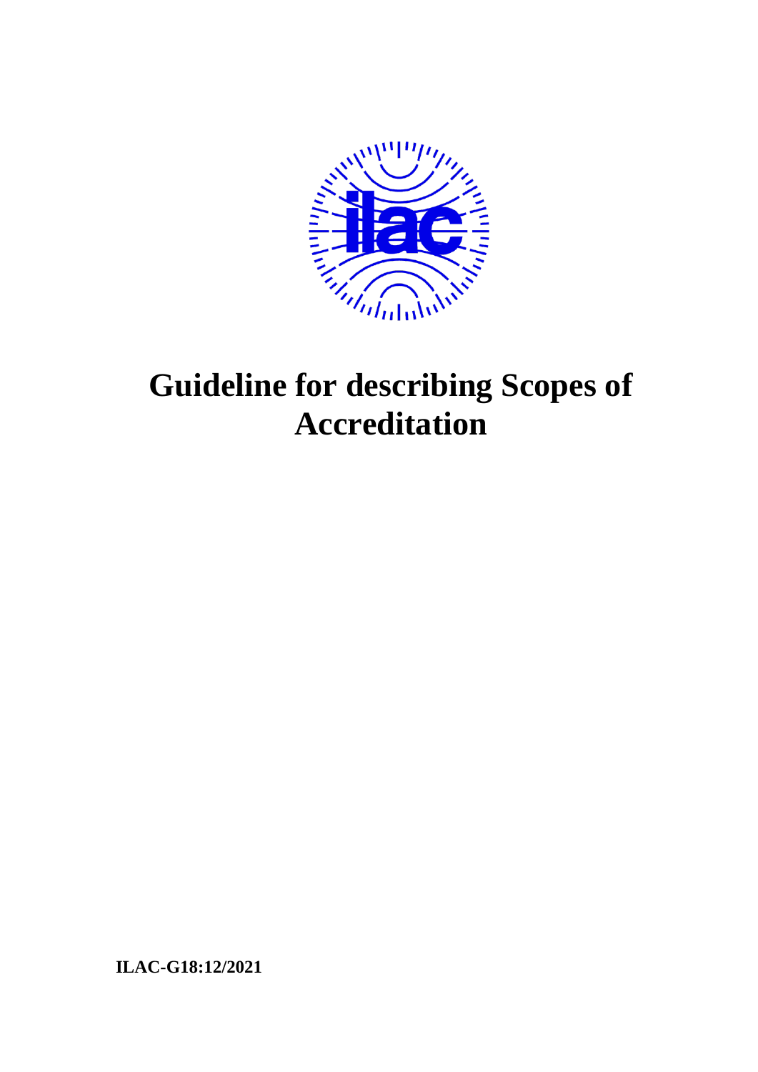# Guideline for describing Scopes of Accreditation

**ILAC-G18:12/2021**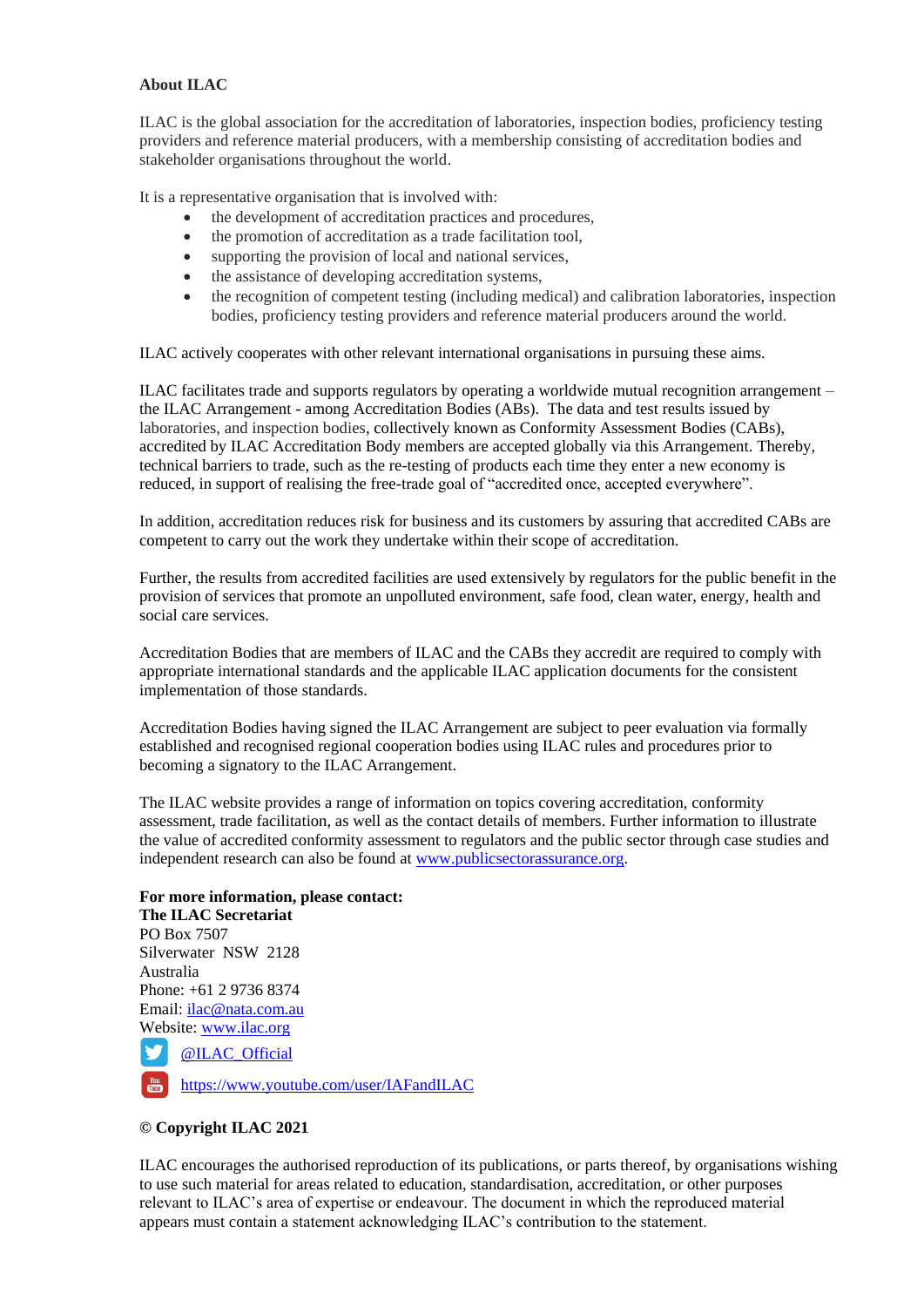**About ILAC**

ILAC is the global association for the accreditation of laboratories, inspection bodies, proficiency testing providers and reference material producers, with a membership consisting of accreditation bodies and stakeholder organisations throughout the world.

It is a representative organisation that is involved with:

- the development of accreditation practices and procedures,
- the promotion of accreditation as a trade facilitation tool,
- supporting the provision of local and national services,
- the assistance of developing accreditation systems,
- the recognition of competent testing (including medical) and calibration laboratories, inspection bodies, proficiency testing providers and reference material producers around the world.

ILAC actively cooperates with other relevant international organisations in pursuing these aims.

ILAC facilitates trade and supports regulators by operating a worldwide mutual recognition arrangement – the ILAC Arrangement - among Accreditation Bodies (ABs). The data and test results issued by laboratories, and inspection bodies, collectively known as Conformity Assessment Bodies (CABs), accredited by ILAC Accreditation Body members are accepted globally via this Arrangement. Thereby, technical barriers to trade, such as the re-testing of products each time they enter a new economy is reduced, in support of realising the free-trade goal of "accredited once, accepted everywhere".

In addition, accreditation reduces risk for business and its customers by assuring that accredited CABs are competent to carry out the work they undertake within their scope of accreditation.

Further, the results from accredited facilities are used extensively by regulators for the public benefit in the provision of services that promote an unpolluted environment, safe food, clean water, energy, health and social care services.

Accreditation Bodies that are members of ILAC and the CABs they accredit are required to comply with appropriate international standards and the applicable ILAC application documents for the consistent implementation of those standards.

Accreditation Bodies having signed the ILAC Arrangement are subject to peer evaluation via formally established and recognised regional cooperation bodies using ILAC rules and procedures prior to becoming a signatory to the ILAC Arrangement.

The ILAC website provides a range of information on topics covering accreditation, conformity assessment, trade facilitation, as well as the contact details of members. Further information to illustrate the value of accredited conformity assessment to regulators and the public sector through case studies and independent research can also be found at www.publicsectorassurance.org.

**For more information, please contact:**
**The ILAC Secretariat**
PO Box 7507
Silverwater NSW 2128
Australia
Phone: +61 2 9736 8374
Email: ilac@nata.com.au
Website: www.ilac.org

@ILAC_Official

https://www.youtube.com/user/IAFandILAC

**© Copyright ILAC 2021**

ILAC encourages the authorised reproduction of its publications, or parts thereof, by organisations wishing to use such material for areas related to education, standardisation, accreditation, or other purposes relevant to ILAC's area of expertise or endeavour. The document in which the reproduced material appears must contain a statement acknowledging ILAC's contribution to the statement.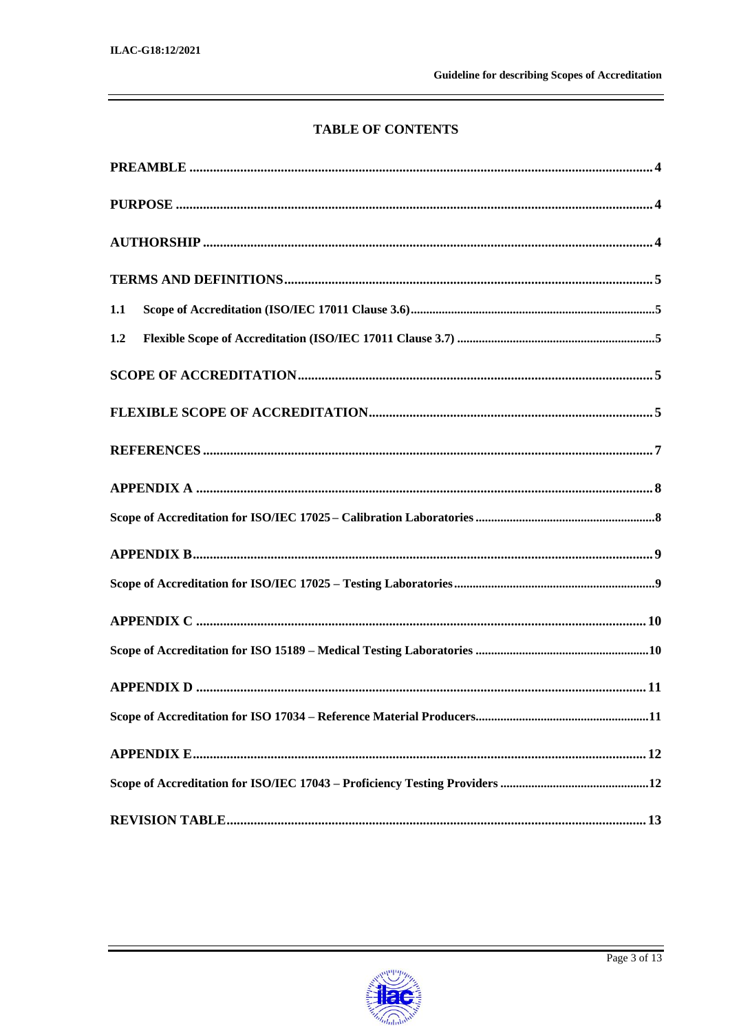## TABLE OF CONTENTS

| | |
|---|---|
| **PREAMBLE** | **4** |
| **PURPOSE** | **4** |
| **AUTHORSHIP** | **4** |
| **TERMS AND DEFINITIONS** | **5** |
| **1.1 Scope of Accreditation (ISO/IEC 17011 Clause 3.6)** | **5** |
| **1.2 Flexible Scope of Accreditation (ISO/IEC 17011 Clause 3.7)** | **5** |
| **SCOPE OF ACCREDITATION** | **5** |
| **FLEXIBLE SCOPE OF ACCREDITATION** | **5** |
| **REFERENCES** | **7** |
| **APPENDIX A** | **8** |
| **Scope of Accreditation for ISO/IEC 17025 – Calibration Laboratories** | **8** |
| **APPENDIX B** | **9** |
| **Scope of Accreditation for ISO/IEC 17025 – Testing Laboratories** | **9** |
| **APPENDIX C** | **10** |
| **Scope of Accreditation for ISO 15189 – Medical Testing Laboratories** | **10** |
| **APPENDIX D** | **11** |
| **Scope of Accreditation for ISO 17034 – Reference Material Producers** | **11** |
| **APPENDIX E** | **12** |
| **Scope of Accreditation for ISO/IEC 17043 – Proficiency Testing Providers** | **12** |
| **REVISION TABLE** | **13** |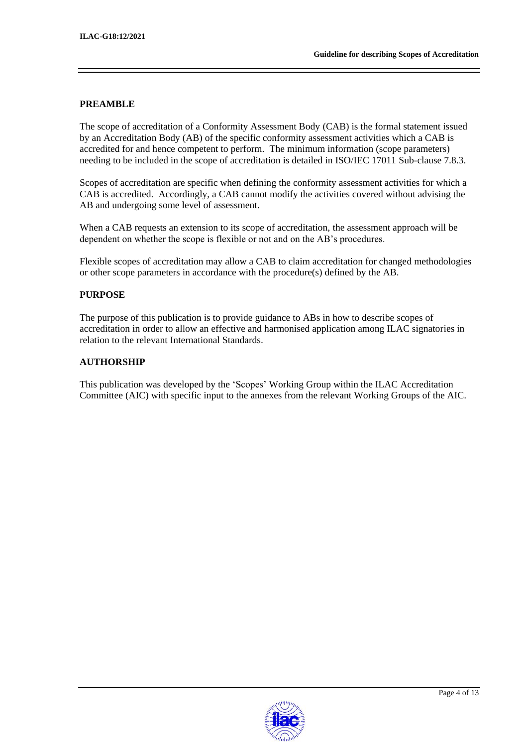## PREAMBLE

The scope of accreditation of a Conformity Assessment Body (CAB) is the formal statement issued by an Accreditation Body (AB) of the specific conformity assessment activities which a CAB is accredited for and hence competent to perform. The minimum information (scope parameters) needing to be included in the scope of accreditation is detailed in ISO/IEC 17011 Sub-clause 7.8.3.

Scopes of accreditation are specific when defining the conformity assessment activities for which a CAB is accredited. Accordingly, a CAB cannot modify the activities covered without advising the AB and undergoing some level of assessment.

When a CAB requests an extension to its scope of accreditation, the assessment approach will be dependent on whether the scope is flexible or not and on the AB's procedures.

Flexible scopes of accreditation may allow a CAB to claim accreditation for changed methodologies or other scope parameters in accordance with the procedure(s) defined by the AB.

## PURPOSE

The purpose of this publication is to provide guidance to ABs in how to describe scopes of accreditation in order to allow an effective and harmonised application among ILAC signatories in relation to the relevant International Standards.

## AUTHORSHIP

This publication was developed by the 'Scopes' Working Group within the ILAC Accreditation Committee (AIC) with specific input to the annexes from the relevant Working Groups of the AIC.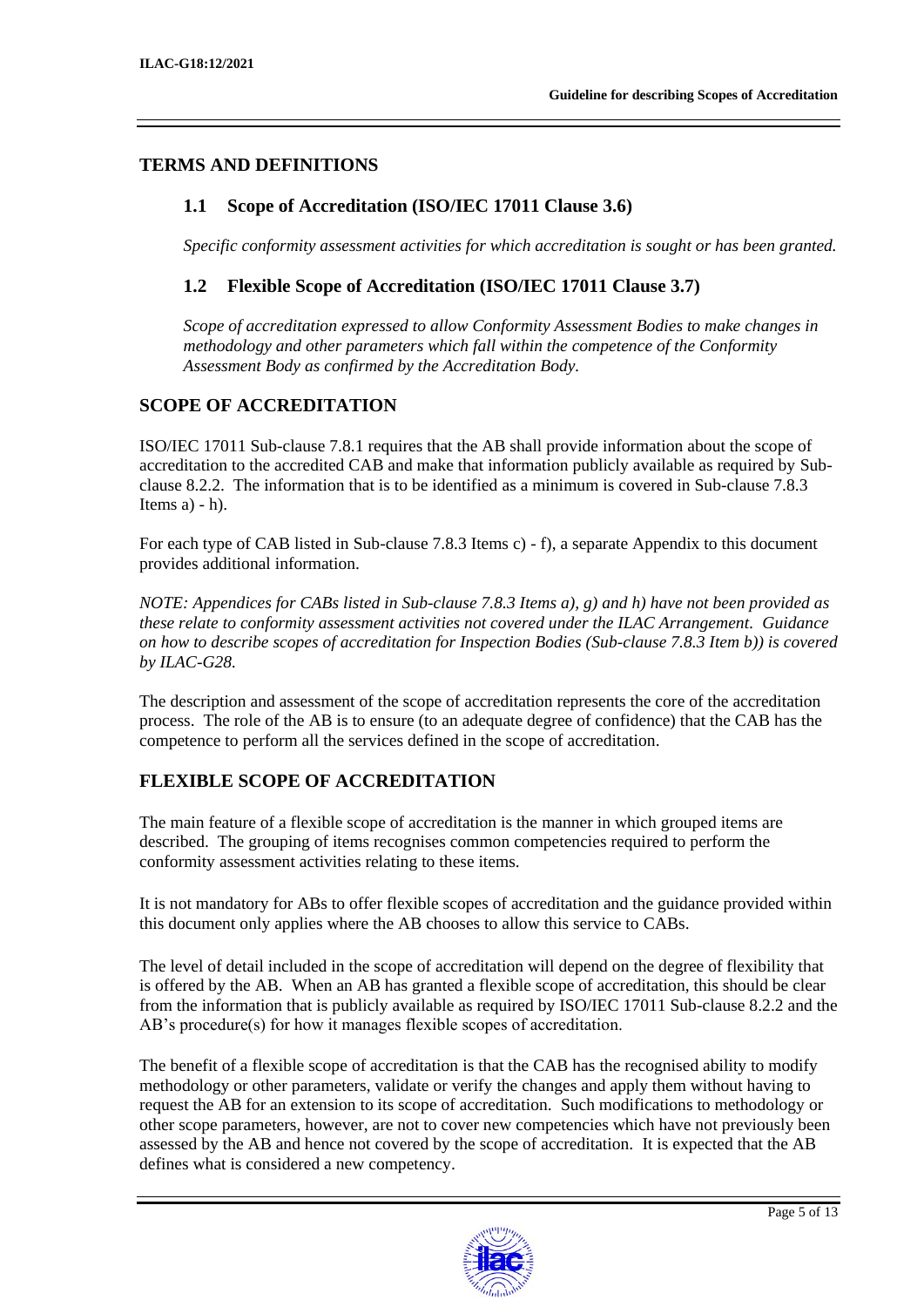## TERMS AND DEFINITIONS

### 1.1 Scope of Accreditation (ISO/IEC 17011 Clause 3.6)

*Specific conformity assessment activities for which accreditation is sought or has been granted.*

### 1.2 Flexible Scope of Accreditation (ISO/IEC 17011 Clause 3.7)

*Scope of accreditation expressed to allow Conformity Assessment Bodies to make changes in methodology and other parameters which fall within the competence of the Conformity Assessment Body as confirmed by the Accreditation Body.*

## SCOPE OF ACCREDITATION

ISO/IEC 17011 Sub-clause 7.8.1 requires that the AB shall provide information about the scope of accreditation to the accredited CAB and make that information publicly available as required by Sub-clause 8.2.2. The information that is to be identified as a minimum is covered in Sub-clause 7.8.3 Items a) - h).

For each type of CAB listed in Sub-clause 7.8.3 Items c) - f), a separate Appendix to this document provides additional information.

*NOTE: Appendices for CABs listed in Sub-clause 7.8.3 Items a), g) and h) have not been provided as these relate to conformity assessment activities not covered under the ILAC Arrangement. Guidance on how to describe scopes of accreditation for Inspection Bodies (Sub-clause 7.8.3 Item b)) is covered by ILAC-G28.*

The description and assessment of the scope of accreditation represents the core of the accreditation process. The role of the AB is to ensure (to an adequate degree of confidence) that the CAB has the competence to perform all the services defined in the scope of accreditation.

## FLEXIBLE SCOPE OF ACCREDITATION

The main feature of a flexible scope of accreditation is the manner in which grouped items are described. The grouping of items recognises common competencies required to perform the conformity assessment activities relating to these items.

It is not mandatory for ABs to offer flexible scopes of accreditation and the guidance provided within this document only applies where the AB chooses to allow this service to CABs.

The level of detail included in the scope of accreditation will depend on the degree of flexibility that is offered by the AB. When an AB has granted a flexible scope of accreditation, this should be clear from the information that is publicly available as required by ISO/IEC 17011 Sub-clause 8.2.2 and the AB's procedure(s) for how it manages flexible scopes of accreditation.

The benefit of a flexible scope of accreditation is that the CAB has the recognised ability to modify methodology or other parameters, validate or verify the changes and apply them without having to request the AB for an extension to its scope of accreditation. Such modifications to methodology or other scope parameters, however, are not to cover new competencies which have not previously been assessed by the AB and hence not covered by the scope of accreditation. It is expected that the AB defines what is considered a new competency.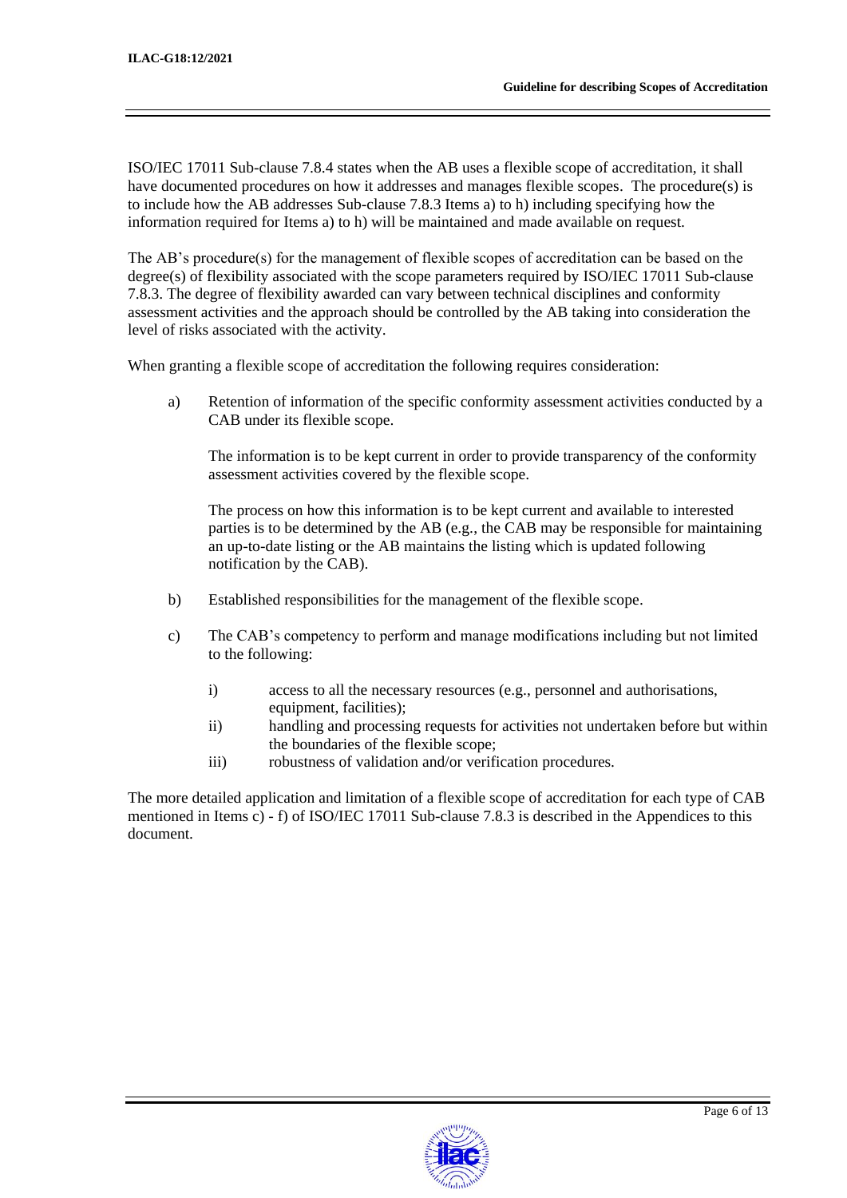ISO/IEC 17011 Sub-clause 7.8.4 states when the AB uses a flexible scope of accreditation, it shall have documented procedures on how it addresses and manages flexible scopes. The procedure(s) is to include how the AB addresses Sub-clause 7.8.3 Items a) to h) including specifying how the information required for Items a) to h) will be maintained and made available on request.

The AB's procedure(s) for the management of flexible scopes of accreditation can be based on the degree(s) of flexibility associated with the scope parameters required by ISO/IEC 17011 Sub-clause 7.8.3. The degree of flexibility awarded can vary between technical disciplines and conformity assessment activities and the approach should be controlled by the AB taking into consideration the level of risks associated with the activity.

When granting a flexible scope of accreditation the following requires consideration:

a) Retention of information of the specific conformity assessment activities conducted by a CAB under its flexible scope.

   The information is to be kept current in order to provide transparency of the conformity assessment activities covered by the flexible scope.

   The process on how this information is to be kept current and available to interested parties is to be determined by the AB (e.g., the CAB may be responsible for maintaining an up-to-date listing or the AB maintains the listing which is updated following notification by the CAB).

b) Established responsibilities for the management of the flexible scope.

c) The CAB's competency to perform and manage modifications including but not limited to the following:

   i) access to all the necessary resources (e.g., personnel and authorisations, equipment, facilities);
   
   ii) handling and processing requests for activities not undertaken before but within the boundaries of the flexible scope;
   
   iii) robustness of validation and/or verification procedures.

The more detailed application and limitation of a flexible scope of accreditation for each type of CAB mentioned in Items c) - f) of ISO/IEC 17011 Sub-clause 7.8.3 is described in the Appendices to this document.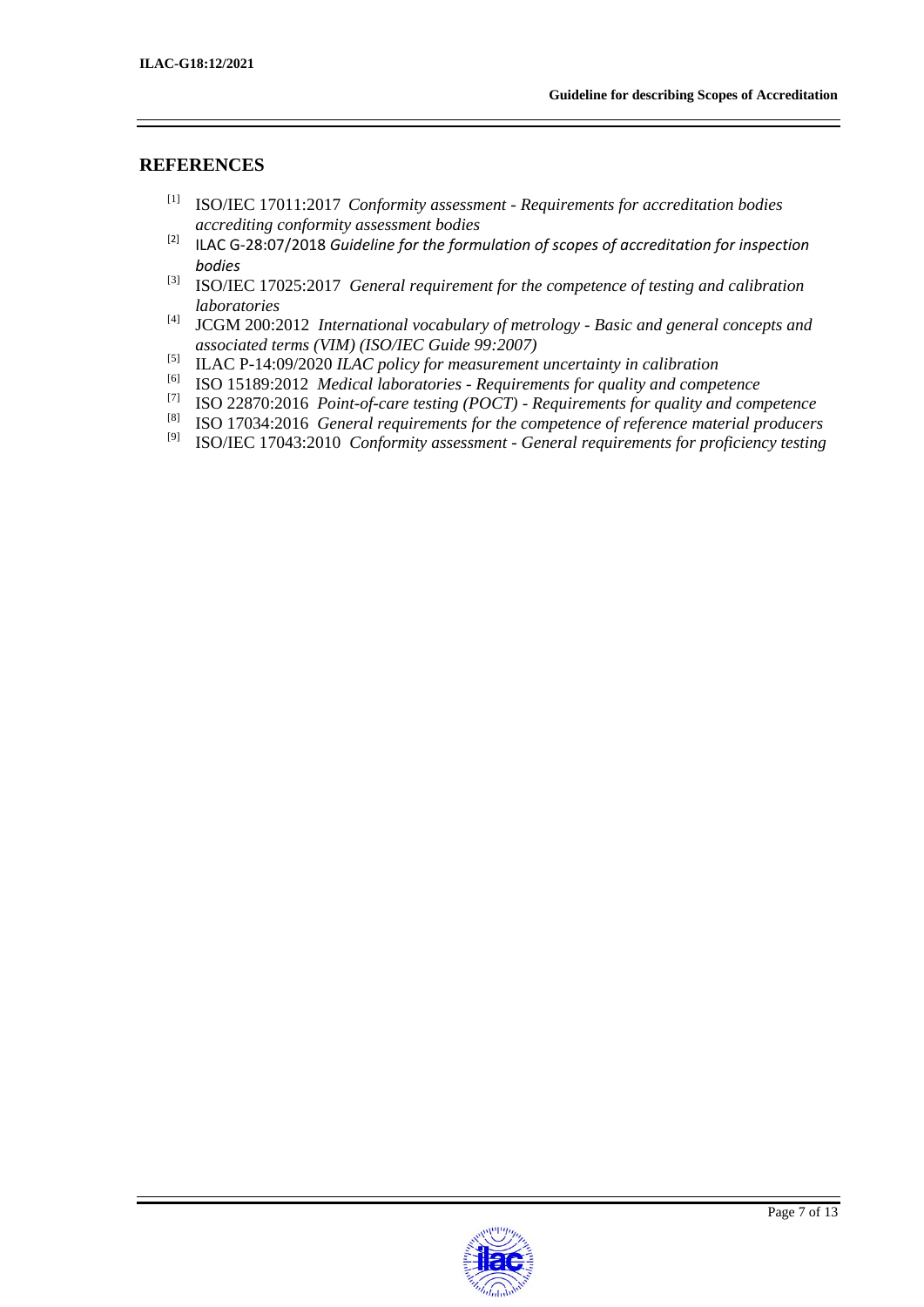## REFERENCES

[1] ISO/IEC 17011:2017 *Conformity assessment - Requirements for accreditation bodies accrediting conformity assessment bodies*

[2] ILAC G-28:07/2018 *Guideline for the formulation of scopes of accreditation for inspection bodies*

[3] ISO/IEC 17025:2017 *General requirement for the competence of testing and calibration laboratories*

[4] JCGM 200:2012 *International vocabulary of metrology - Basic and general concepts and associated terms (VIM) (ISO/IEC Guide 99:2007)*

[5] ILAC P-14:09/2020 *ILAC policy for measurement uncertainty in calibration*

[6] ISO 15189:2012 *Medical laboratories - Requirements for quality and competence*

[7] ISO 22870:2016 *Point-of-care testing (POCT) - Requirements for quality and competence*

[8] ISO 17034:2016 *General requirements for the competence of reference material producers*

[9] ISO/IEC 17043:2010 *Conformity assessment - General requirements for proficiency testing*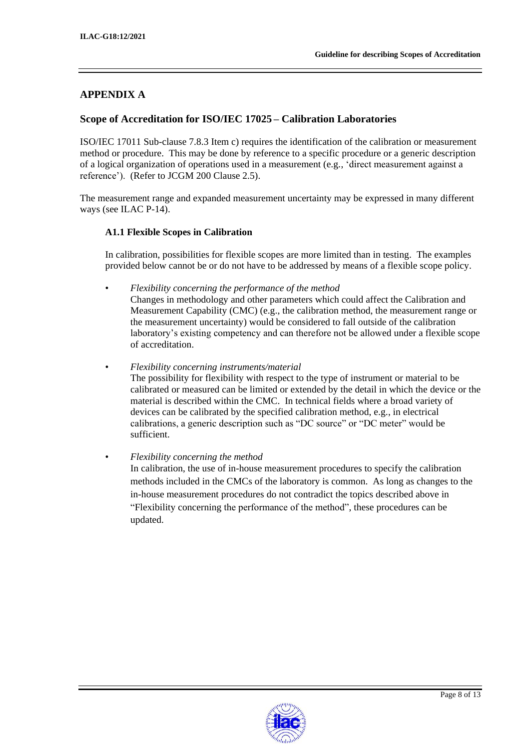## APPENDIX A

### Scope of Accreditation for ISO/IEC 17025 – Calibration Laboratories

ISO/IEC 17011 Sub-clause 7.8.3 Item c) requires the identification of the calibration or measurement method or procedure. This may be done by reference to a specific procedure or a generic description of a logical organization of operations used in a measurement (e.g., 'direct measurement against a reference'). (Refer to JCGM 200 Clause 2.5).

The measurement range and expanded measurement uncertainty may be expressed in many different ways (see ILAC P-14).

#### A1.1 Flexible Scopes in Calibration

In calibration, possibilities for flexible scopes are more limited than in testing. The examples provided below cannot be or do not have to be addressed by means of a flexible scope policy.

- *Flexibility concerning the performance of the method*
  Changes in methodology and other parameters which could affect the Calibration and Measurement Capability (CMC) (e.g., the calibration method, the measurement range or the measurement uncertainty) would be considered to fall outside of the calibration laboratory's existing competency and can therefore not be allowed under a flexible scope of accreditation.

- *Flexibility concerning instruments/material*
  The possibility for flexibility with respect to the type of instrument or material to be calibrated or measured can be limited or extended by the detail in which the device or the material is described within the CMC. In technical fields where a broad variety of devices can be calibrated by the specified calibration method, e.g., in electrical calibrations, a generic description such as "DC source" or "DC meter" would be sufficient.

- *Flexibility concerning the method*
  In calibration, the use of in-house measurement procedures to specify the calibration methods included in the CMCs of the laboratory is common. As long as changes to the in-house measurement procedures do not contradict the topics described above in "Flexibility concerning the performance of the method", these procedures can be updated.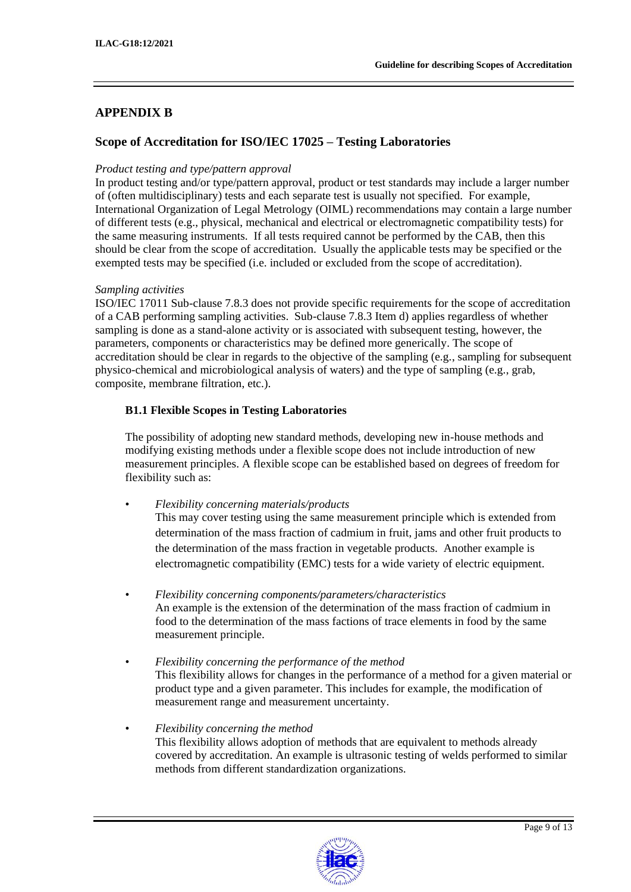## APPENDIX B

## Scope of Accreditation for ISO/IEC 17025 – Testing Laboratories

*Product testing and type/pattern approval*

In product testing and/or type/pattern approval, product or test standards may include a larger number of (often multidisciplinary) tests and each separate test is usually not specified. For example, International Organization of Legal Metrology (OIML) recommendations may contain a large number of different tests (e.g., physical, mechanical and electrical or electromagnetic compatibility tests) for the same measuring instruments. If all tests required cannot be performed by the CAB, then this should be clear from the scope of accreditation. Usually the applicable tests may be specified or the exempted tests may be specified (i.e. included or excluded from the scope of accreditation).

*Sampling activities*

ISO/IEC 17011 Sub-clause 7.8.3 does not provide specific requirements for the scope of accreditation of a CAB performing sampling activities. Sub-clause 7.8.3 Item d) applies regardless of whether sampling is done as a stand-alone activity or is associated with subsequent testing, however, the parameters, components or characteristics may be defined more generically. The scope of accreditation should be clear in regards to the objective of the sampling (e.g., sampling for subsequent physico-chemical and microbiological analysis of waters) and the type of sampling (e.g., grab, composite, membrane filtration, etc.).

### B1.1 Flexible Scopes in Testing Laboratories

The possibility of adopting new standard methods, developing new in-house methods and modifying existing methods under a flexible scope does not include introduction of new measurement principles. A flexible scope can be established based on degrees of freedom for flexibility such as:

- *Flexibility concerning materials/products*
  This may cover testing using the same measurement principle which is extended from determination of the mass fraction of cadmium in fruit, jams and other fruit products to the determination of the mass fraction in vegetable products. Another example is electromagnetic compatibility (EMC) tests for a wide variety of electric equipment.

- *Flexibility concerning components/parameters/characteristics*
  An example is the extension of the determination of the mass fraction of cadmium in food to the determination of the mass factions of trace elements in food by the same measurement principle.

- *Flexibility concerning the performance of the method*
  This flexibility allows for changes in the performance of a method for a given material or product type and a given parameter. This includes for example, the modification of measurement range and measurement uncertainty.

- *Flexibility concerning the method*
  This flexibility allows adoption of methods that are equivalent to methods already covered by accreditation. An example is ultrasonic testing of welds performed to similar methods from different standardization organizations.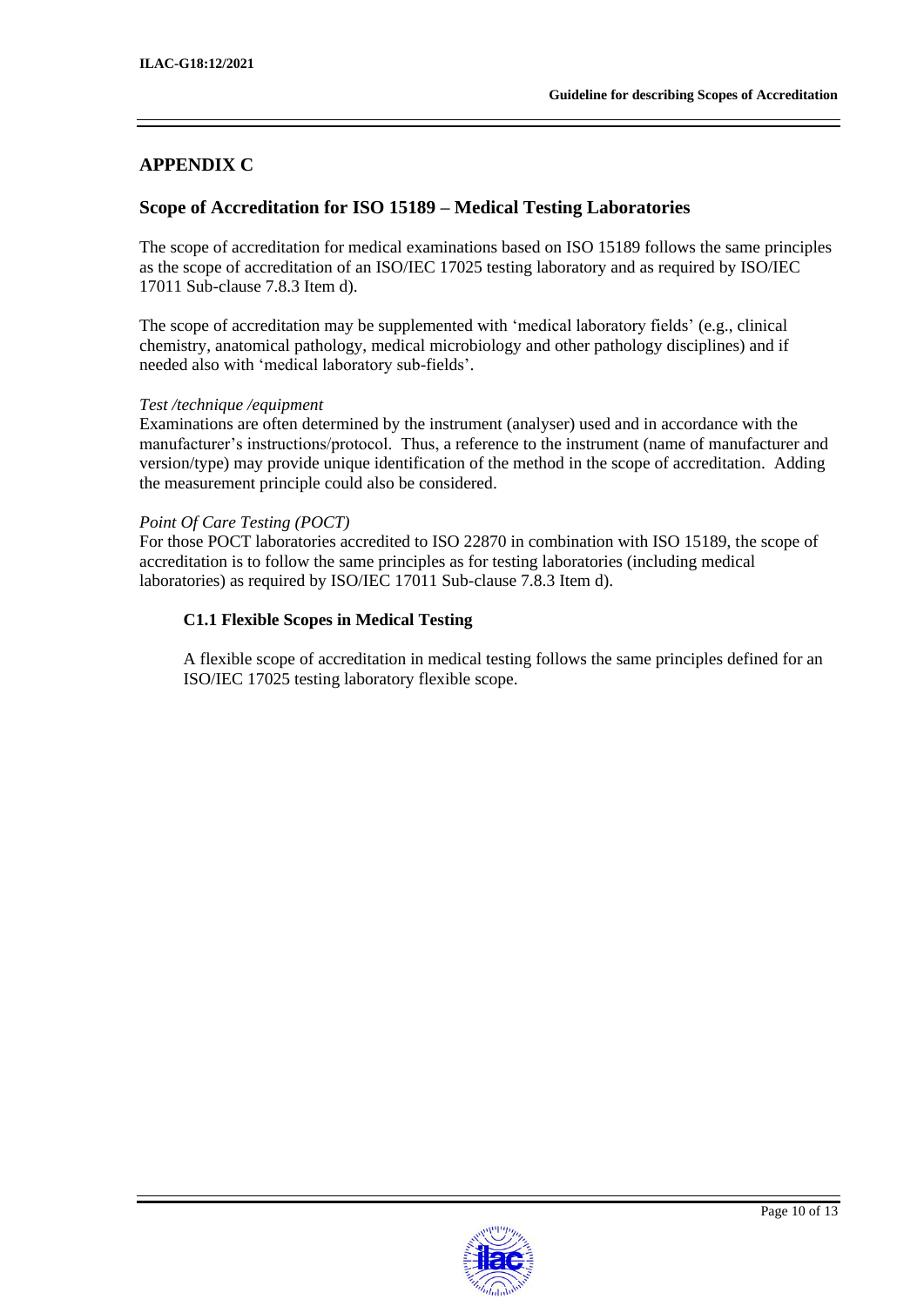## APPENDIX C

### Scope of Accreditation for ISO 15189 – Medical Testing Laboratories

The scope of accreditation for medical examinations based on ISO 15189 follows the same principles as the scope of accreditation of an ISO/IEC 17025 testing laboratory and as required by ISO/IEC 17011 Sub-clause 7.8.3 Item d).

The scope of accreditation may be supplemented with 'medical laboratory fields' (e.g., clinical chemistry, anatomical pathology, medical microbiology and other pathology disciplines) and if needed also with 'medical laboratory sub-fields'.

*Test /technique /equipment*
Examinations are often determined by the instrument (analyser) used and in accordance with the manufacturer's instructions/protocol. Thus, a reference to the instrument (name of manufacturer and version/type) may provide unique identification of the method in the scope of accreditation. Adding the measurement principle could also be considered.

*Point Of Care Testing (POCT)*
For those POCT laboratories accredited to ISO 22870 in combination with ISO 15189, the scope of accreditation is to follow the same principles as for testing laboratories (including medical laboratories) as required by ISO/IEC 17011 Sub-clause 7.8.3 Item d).

#### C1.1 Flexible Scopes in Medical Testing

A flexible scope of accreditation in medical testing follows the same principles defined for an ISO/IEC 17025 testing laboratory flexible scope.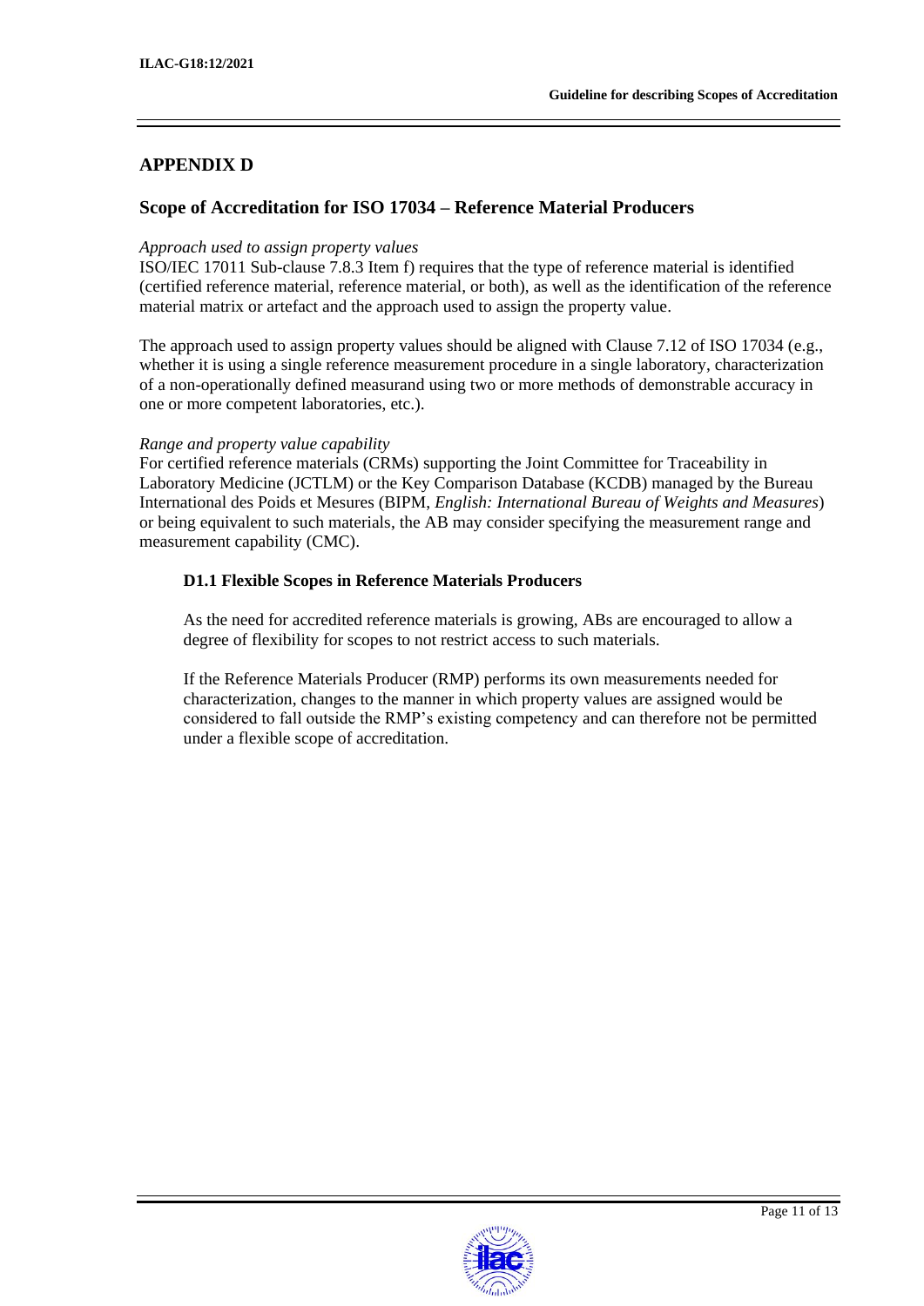## APPENDIX D

## Scope of Accreditation for ISO 17034 – Reference Material Producers

*Approach used to assign property values*

ISO/IEC 17011 Sub-clause 7.8.3 Item f) requires that the type of reference material is identified (certified reference material, reference material, or both), as well as the identification of the reference material matrix or artefact and the approach used to assign the property value.

The approach used to assign property values should be aligned with Clause 7.12 of ISO 17034 (e.g., whether it is using a single reference measurement procedure in a single laboratory, characterization of a non-operationally defined measurand using two or more methods of demonstrable accuracy in one or more competent laboratories, etc.).

*Range and property value capability*

For certified reference materials (CRMs) supporting the Joint Committee for Traceability in Laboratory Medicine (JCTLM) or the Key Comparison Database (KCDB) managed by the Bureau International des Poids et Mesures (BIPM, *English: International Bureau of Weights and Measures*) or being equivalent to such materials, the AB may consider specifying the measurement range and measurement capability (CMC).

### D1.1 Flexible Scopes in Reference Materials Producers

As the need for accredited reference materials is growing, ABs are encouraged to allow a degree of flexibility for scopes to not restrict access to such materials.

If the Reference Materials Producer (RMP) performs its own measurements needed for characterization, changes to the manner in which property values are assigned would be considered to fall outside the RMP's existing competency and can therefore not be permitted under a flexible scope of accreditation.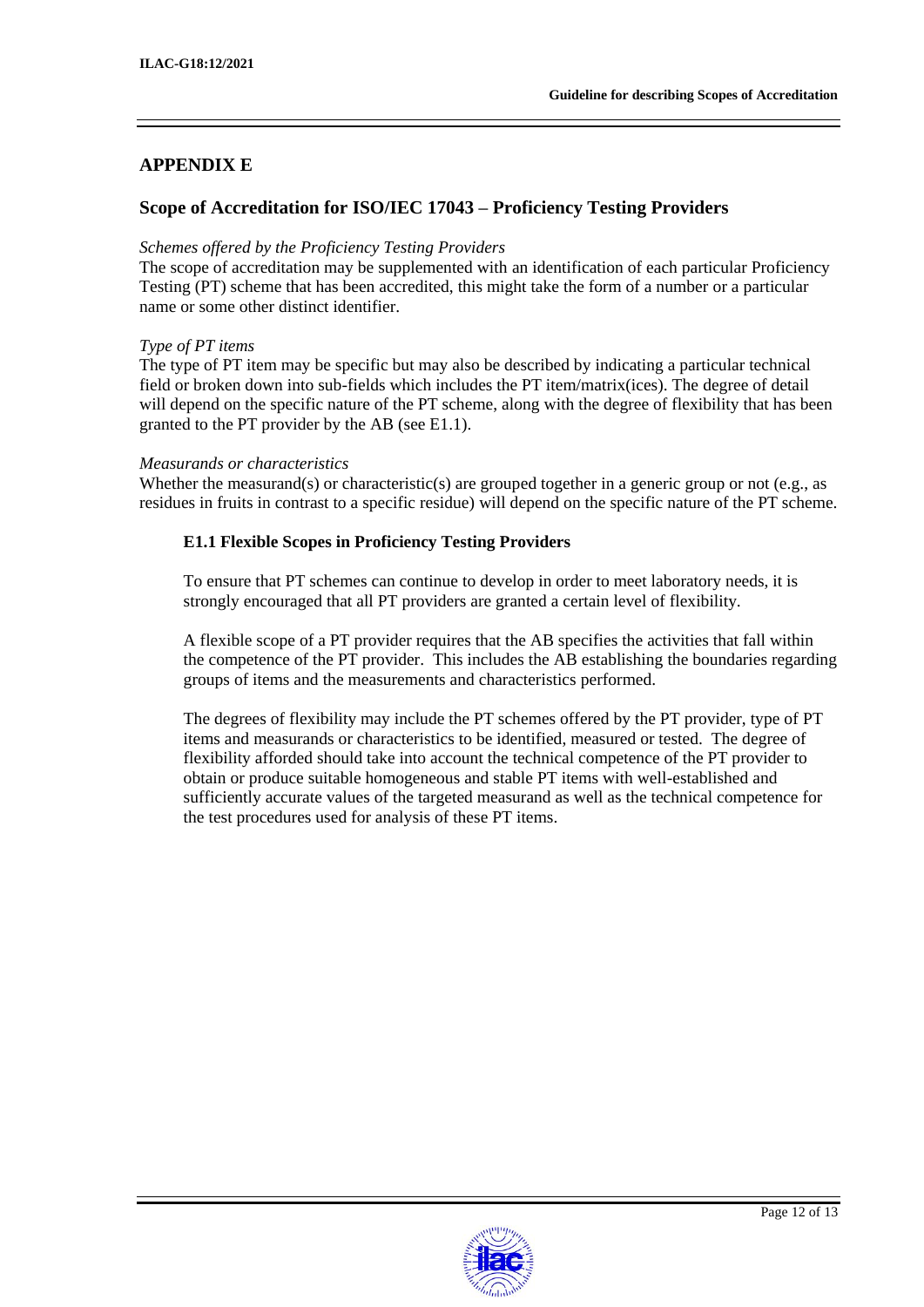## APPENDIX E

### Scope of Accreditation for ISO/IEC 17043 – Proficiency Testing Providers

*Schemes offered by the Proficiency Testing Providers*
The scope of accreditation may be supplemented with an identification of each particular Proficiency Testing (PT) scheme that has been accredited, this might take the form of a number or a particular name or some other distinct identifier.

*Type of PT items*
The type of PT item may be specific but may also be described by indicating a particular technical field or broken down into sub-fields which includes the PT item/matrix(ices). The degree of detail will depend on the specific nature of the PT scheme, along with the degree of flexibility that has been granted to the PT provider by the AB (see E1.1).

*Measurands or characteristics*
Whether the measurand(s) or characteristic(s) are grouped together in a generic group or not (e.g., as residues in fruits in contrast to a specific residue) will depend on the specific nature of the PT scheme.

#### E1.1 Flexible Scopes in Proficiency Testing Providers

To ensure that PT schemes can continue to develop in order to meet laboratory needs, it is strongly encouraged that all PT providers are granted a certain level of flexibility.

A flexible scope of a PT provider requires that the AB specifies the activities that fall within the competence of the PT provider. This includes the AB establishing the boundaries regarding groups of items and the measurements and characteristics performed.

The degrees of flexibility may include the PT schemes offered by the PT provider, type of PT items and measurands or characteristics to be identified, measured or tested. The degree of flexibility afforded should take into account the technical competence of the PT provider to obtain or produce suitable homogeneous and stable PT items with well-established and sufficiently accurate values of the targeted measurand as well as the technical competence for the test procedures used for analysis of these PT items.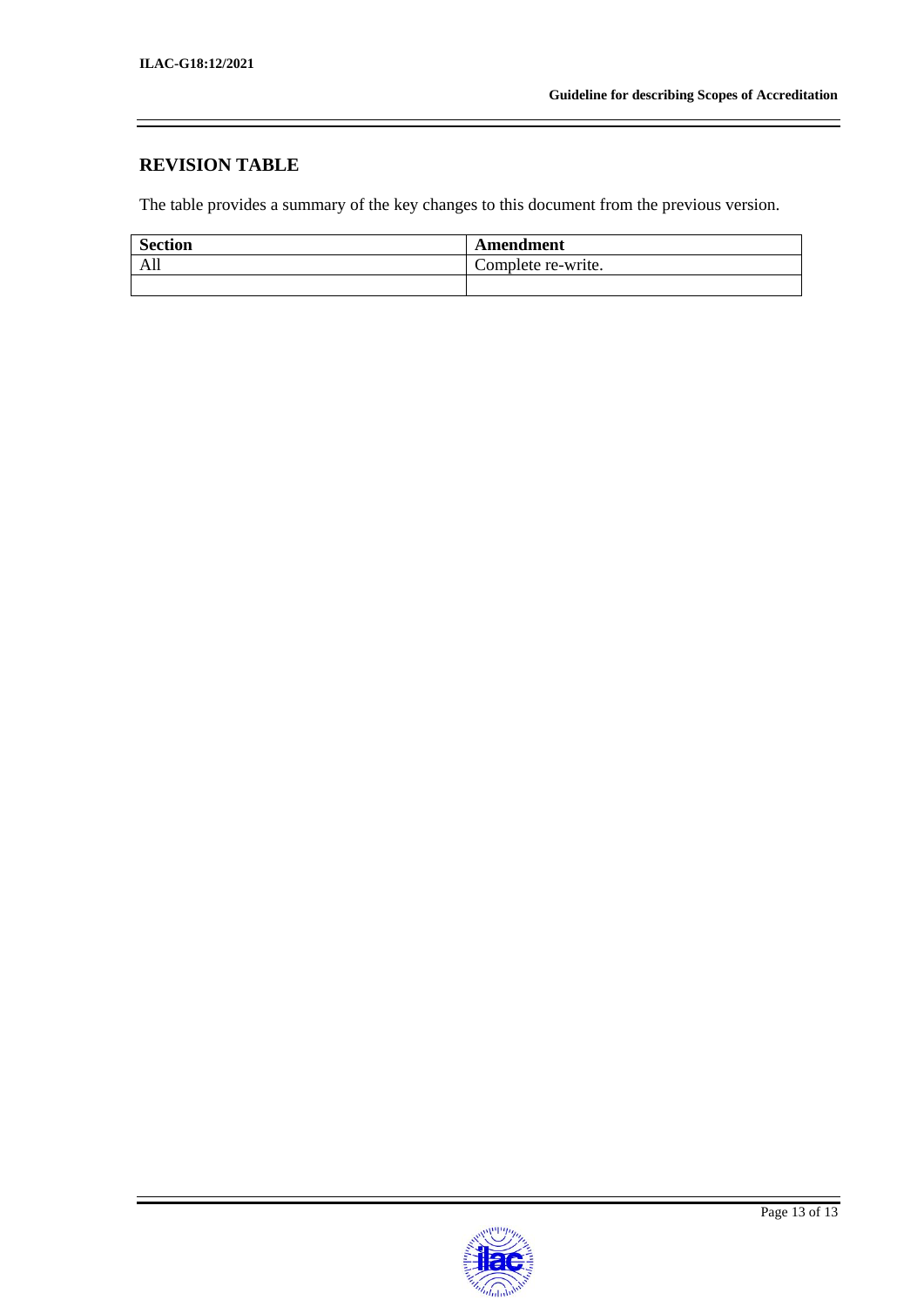## REVISION TABLE

The table provides a summary of the key changes to this document from the previous version.

| Section | Amendment |
|---|---|
| All | Complete re-write. |
| | |